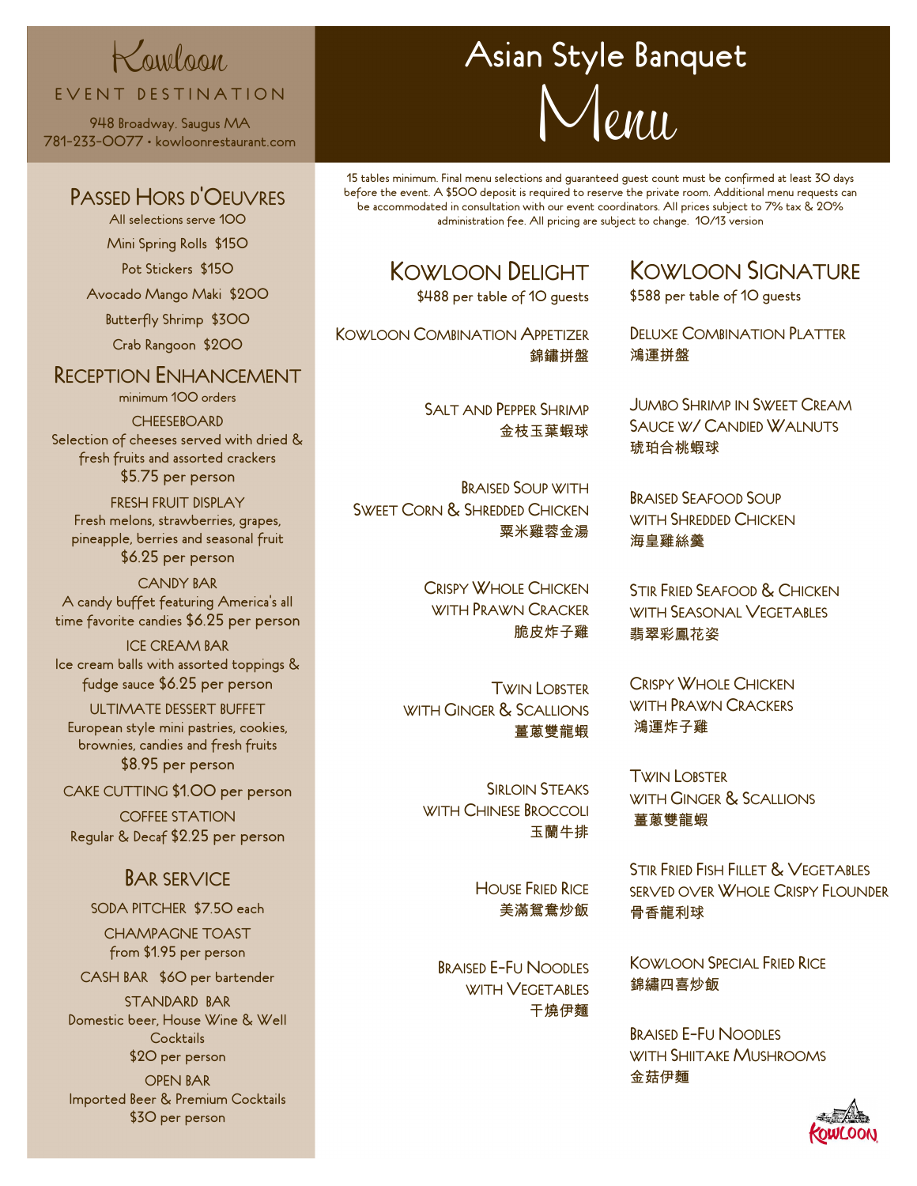# Kowloon

EVENT DESTINATION

948 Broadway. Saugus MA
781-233-0077 • kowloonrestaurant.com

# Asian Style Banquet Menu

15 tables minimum. Final menu selections and guaranteed guest count must be confirmed at least 30 days before the event. A $500 deposit is required to reserve the private room. Additional menu requests can be accommodated in consultation with our event coordinators. All prices subject to 7% tax & 20% administration fee. All pricing are subject to change. 10/13 version

## Kowloon Delight

$488 per table of 10 guests

Kowloon Combination Appetizer
錦繡拼盤

Salt and Pepper Shrimp
金枝玉葉蝦球

Braised Soup with Sweet Corn & Shredded Chicken
粟米雞蓉金湯

Crispy Whole Chicken with Prawn Cracker
脆皮炸子雞

Twin Lobster with Ginger & Scallions
薑蔥雙龍蝦

Sirloin Steaks with Chinese Broccoli
玉蘭牛排

House Fried Rice
美滿鴛鴦炒飯

Braised E-Fu Noodles with Vegetables
干燒伊麵

## Kowloon Signature

$588 per table of 10 guests

Deluxe Combination Platter
鴻運拼盤

Jumbo Shrimp in Sweet Cream Sauce w/ Candied Walnuts
琥珀合桃蝦球

Braised Seafood Soup with Shredded Chicken
海皇雞絲羹

Stir Fried Seafood & Chicken with Seasonal Vegetables
翡翠彩鳳花姿

Crispy Whole Chicken with Prawn Crackers
鴻運炸子雞

Twin Lobster with Ginger & Scallions
薑蔥雙龍蝦

Stir Fried Fish Fillet & Vegetables served over Whole Crispy Flounder
骨香龍利球

Kowloon Special Fried Rice
錦繡四喜炒飯

Braised E-Fu Noodles with Shiitake Mushrooms
金菇伊麵

## Passed Hors d'Oeuvres

All selections serve 100

Mini Spring Rolls $150

Pot Stickers $150

Avocado Mango Maki $200

Butterfly Shrimp $300

Crab Rangoon $200

## Reception Enhancement

minimum 100 orders

CHEESEBOARD
Selection of cheeses served with dried & fresh fruits and assorted crackers
$5.75 per person

FRESH FRUIT DISPLAY
Fresh melons, strawberries, grapes, pineapple, berries and seasonal fruit
$6.25 per person

CANDY BAR
A candy buffet featuring America's all time favorite candies $6.25 per person

ICE CREAM BAR
Ice cream balls with assorted toppings & fudge sauce $6.25 per person

ULTIMATE DESSERT BUFFET
European style mini pastries, cookies, brownies, candies and fresh fruits
$8.95 per person

CAKE CUTTING $1.00 per person

COFFEE STATION
Regular & Decaf $2.25 per person

## Bar Service

SODA PITCHER $7.50 each

CHAMPAGNE TOAST
from $1.95 per person

CASH BAR $60 per bartender

STANDARD BAR
Domestic beer, House Wine & Well Cocktails
$20 per person

OPEN BAR
Imported Beer & Premium Cocktails
$30 per person

Kowloon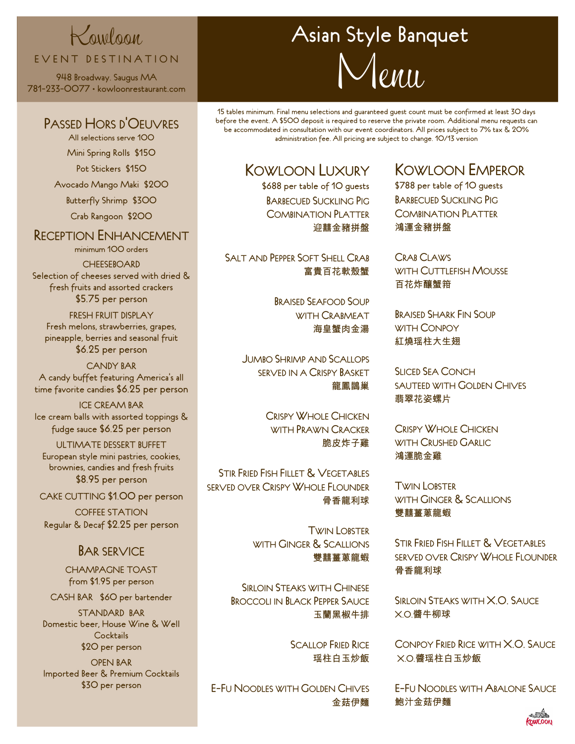# Kowloon

EVENT DESTINATION

948 Broadway. Saugus MA
781-233-0077 • kowloonrestaurant.com

# Asian Style Banquet Menu

15 tables minimum. Final menu selections and guaranteed guest count must be confirmed at least 30 days before the event. A $500 deposit is required to reserve the private room. Additional menu requests can be accommodated in consultation with our event coordinators. All prices subject to 7% tax & 20% administration fee. All pricing are subject to change. 10/13 version

## Passed Hors d'Oeuvres

All selections serve 100

Mini Spring Rolls $150

Pot Stickers $150

Avocado Mango Maki $200

Butterfly Shrimp $300

Crab Rangoon $200

## Reception Enhancement

minimum 100 orders

CHEESEBOARD
Selection of cheeses served with dried & fresh fruits and assorted crackers
$5.75 per person

FRESH FRUIT DISPLAY
Fresh melons, strawberries, grapes, pineapple, berries and seasonal fruit
$6.25 per person

CANDY BAR
A candy buffet featuring America's all time favorite candies $6.25 per person

ICE CREAM BAR
Ice cream balls with assorted toppings & fudge sauce $6.25 per person

ULTIMATE DESSERT BUFFET
European style mini pastries, cookies, brownies, candies and fresh fruits
$8.95 per person

CAKE CUTTING $1.00 per person

COFFEE STATION
Regular & Decaf $2.25 per person

## Bar Service

CHAMPAGNE TOAST
from $1.95 per person

CASH BAR $60 per bartender

STANDARD BAR
Domestic beer, House Wine & Well Cocktails
$20 per person

OPEN BAR
Imported Beer & Premium Cocktails
$30 per person

## Kowloon Luxury

$688 per table of 10 guests

Barbecued Suckling Pig Combination Platter
迎囍金豬拼盤

Salt and Pepper Soft Shell Crab
富貴百花軟殼蟹

Braised Seafood Soup with Crabmeat
海皇蟹肉金湯

Jumbo Shrimp and Scallops served in a Crispy Basket
龍鳳鵲巢

Crispy Whole Chicken with Prawn Cracker
脆皮炸子雞

Stir Fried Fish Fillet & Vegetables served over Crispy Whole Flounder
骨香龍利球

Twin Lobster with Ginger & Scallions
雙囍薑蔥龍蝦

Sirloin Steaks with Chinese Broccoli in Black Pepper Sauce
玉蘭黑椒牛排

Scallop Fried Rice
瑤柱白玉炒飯

E-Fu Noodles with Golden Chives
金菇伊麵

## Kowloon Emperor

$788 per table of 10 guests

Barbecued Suckling Pig Combination Platter
鴻運金豬拼盤

Crab Claws with Cuttlefish Mousse
百花炸釀蟹箝

Braised Shark Fin Soup with Conpoy
紅燒瑤柱大生翅

Sliced Sea Conch sauteed with Golden Chives
翡翠花姿螺片

Crispy Whole Chicken with Crushed Garlic
鴻運脆金雞

Twin Lobster with Ginger & Scallions
雙囍薑蔥龍蝦

Stir Fried Fish Fillet & Vegetables served over Crispy Whole Flounder
骨香龍利球

Sirloin Steaks with X.O. Sauce
X.O.醬牛柳球

Conpoy Fried Rice with X.O. Sauce
X.O.醬瑤柱白玉炒飯

E-Fu Noodles with Abalone Sauce
鮑汁金菇伊麵